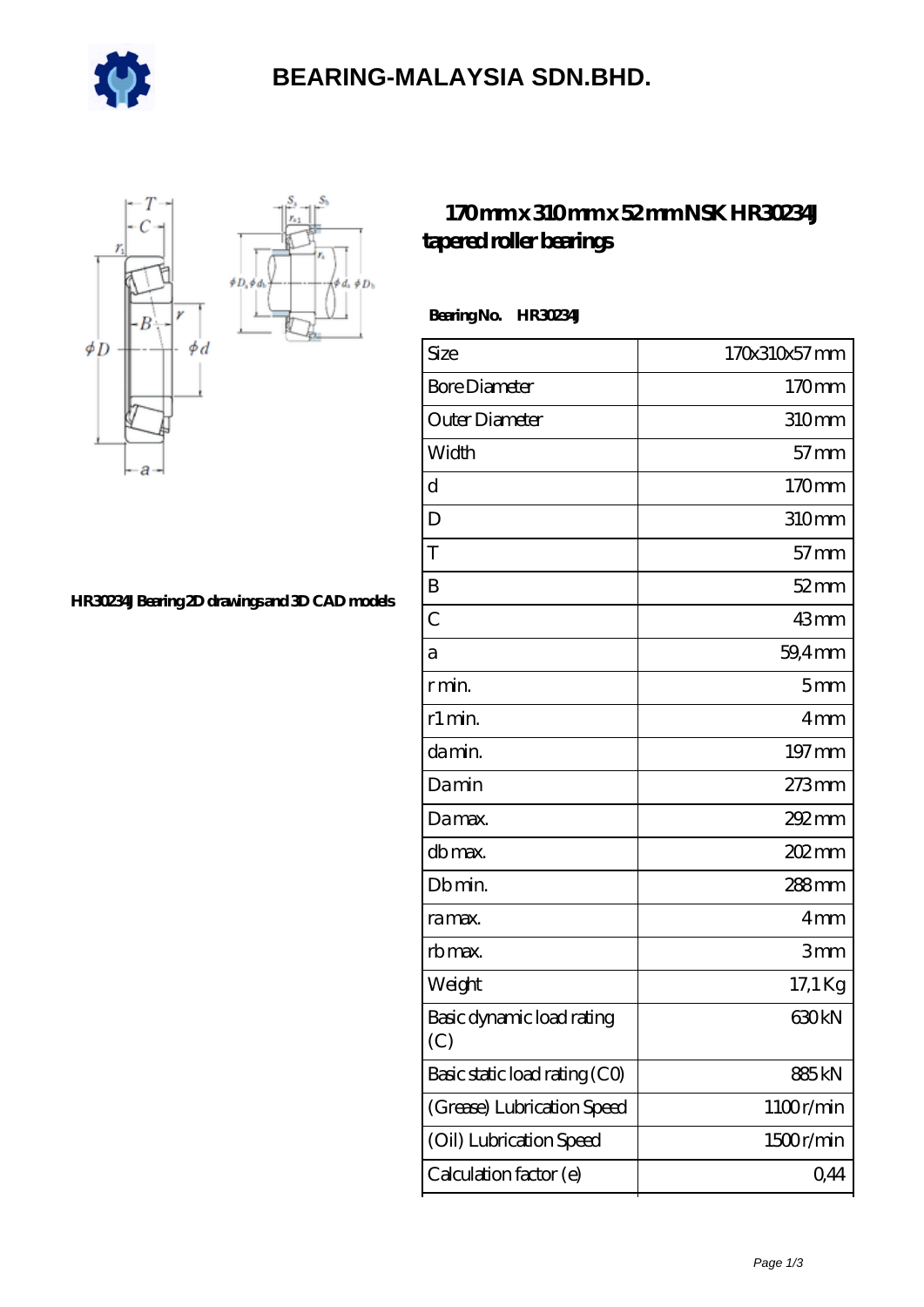# BEARING-MALAYSIA SDN.BHD.

## 170 mm x 310 mm x 52 mm NSK HR30234J tapered roller bearings

HR30234J Bearing 2D drawings and 3D CAD models

**Bearing No. HR30234J**

| | |
|---|---|
| Size | 170x310x57 mm |
| Bore Diameter | 170 mm |
| Outer Diameter | 310 mm |
| Width | 57 mm |
| d | 170 mm |
| D | 310 mm |
| T | 57 mm |
| B | 52 mm |
| C | 43 mm |
| a | 59,4 mm |
| r min. | 5 mm |
| r1 min. | 4 mm |
| da min. | 197 mm |
| Da min | 273 mm |
| Da max. | 292 mm |
| db max. | 202 mm |
| Db min. | 288 mm |
| ra max. | 4 mm |
| rb max. | 3 mm |
| Weight | 17,1 Kg |
| Basic dynamic load rating (C) | 630 kN |
| Basic static load rating (C0) | 885 kN |
| (Grease) Lubrication Speed | 1100 r/min |
| (Oil) Lubrication Speed | 1500 r/min |
| Calculation factor (e) | 0,44 |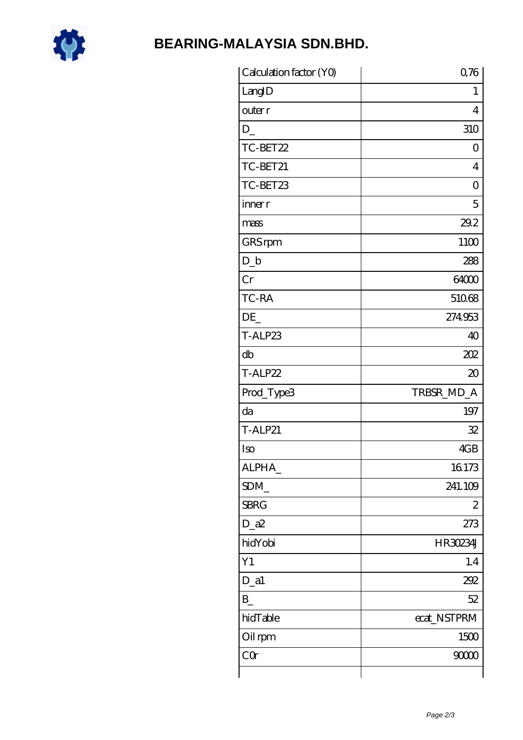# BEARING-MALAYSIA SDN.BHD.

| Calculation factor (Y0) | 0,76 |
|---|---|
| LangID | 1 |
| outer r | 4 |
| D_ | 310 |
| TC-BET22 | 0 |
| TC-BET21 | 4 |
| TC-BET23 | 0 |
| inner r | 5 |
| mass | 29.2 |
| GRS rpm | 1100 |
| D_b | 288 |
| Cr | 64000 |
| TC-RA | 510.68 |
| DE_ | 274.953 |
| T-ALP23 | 40 |
| db | 202 |
| T-ALP22 | 20 |
| Prod_Type3 | TRBSR_MD_A |
| da | 197 |
| T-ALP21 | 32 |
| Iso | 4GB |
| ALPHA_ | 16.173 |
| SDM_ | 241.109 |
| SBRG | 2 |
| D_a2 | 273 |
| hidYobi | HR30234J |
| Y1 | 1.4 |
| D_a1 | 292 |
| B_ | 52 |
| hidTable | ecat_NSTPRM |
| Oil rpm | 1500 |
| C0r | 90000 |
| | |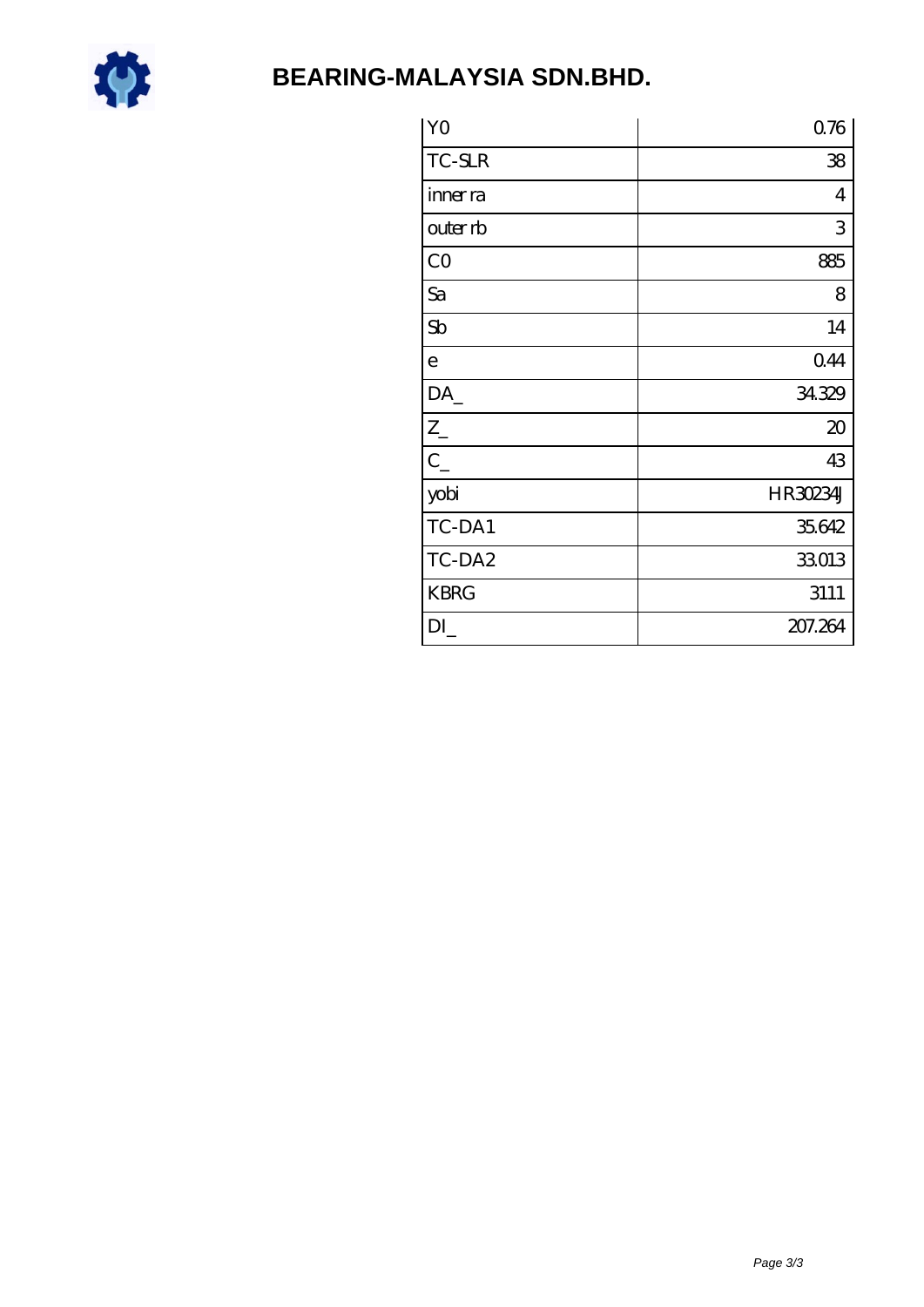| | |
|---|---|
| Y0 | 0.76 |
| TC-SLR | 38 |
| inner ra | 4 |
| outer rb | 3 |
| C0 | 885 |
| Sa | 8 |
| Sb | 14 |
| e | 0.44 |
| DA_ | 34.329 |
| Z_ | 20 |
| C_ | 43 |
| yobi | HR30234J |
| TC-DA1 | 35.642 |
| TC-DA2 | 33.013 |
| KBRG | 3111 |
| DI_ | 207.264 |